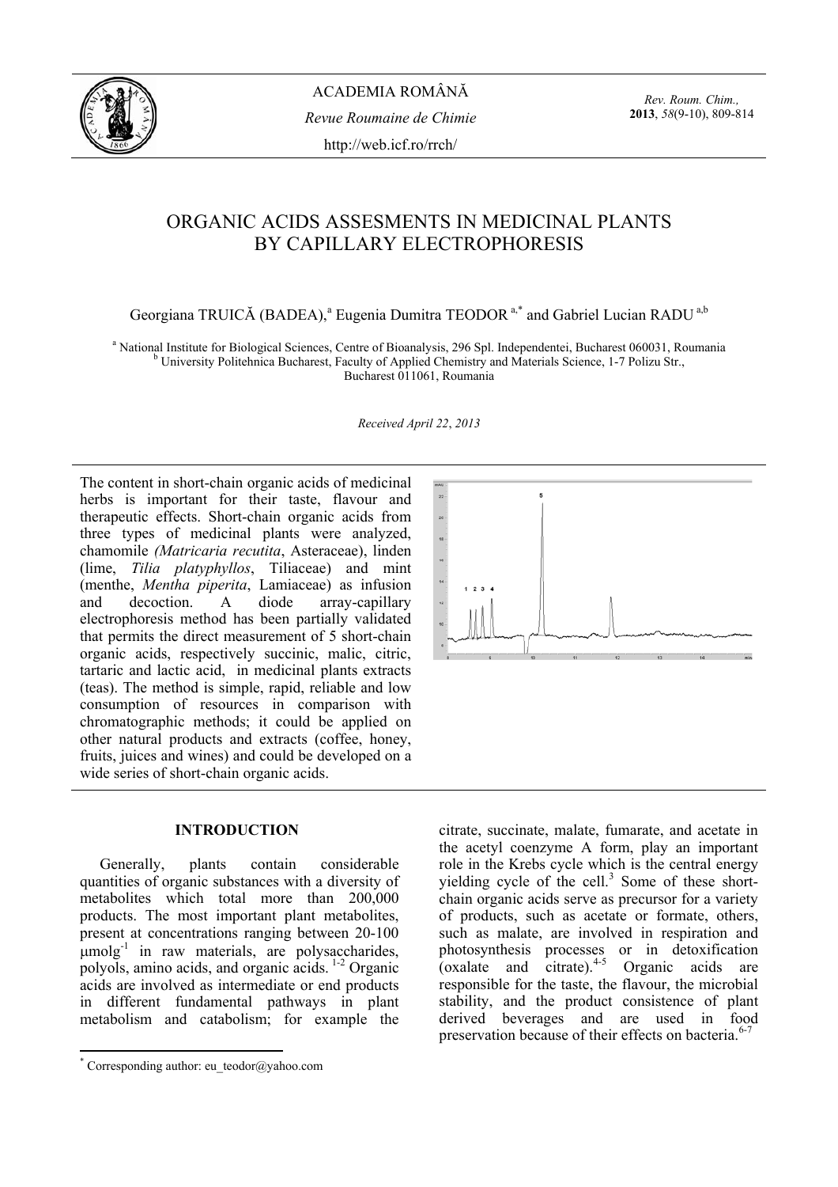ACADEMIA ROMÂNĂ

*Revue Roumaine de Chimie*

http://web.icf.ro/rrch/

# ORGANIC ACIDS ASSESMENTS IN MEDICINAL PLANTS BY CAPILLARY ELECTROPHORESIS

Georgiana TRUICĂ (BADEA),[a] Eugenia Dumitra TEODOR[a,*] and Gabriel Lucian RADU[a,b]

[a] National Institute for Biological Sciences, Centre of Bioanalysis, 296 Spl. Independentei, Bucharest 060031, Roumania
[b] University Politehnica Bucharest, Faculty of Applied Chemistry and Materials Science, 1-7 Polizu Str., Bucharest 011061, Roumania

*Received April 22, 2013*

The content in short-chain organic acids of medicinal herbs is important for their taste, flavour and therapeutic effects. Short-chain organic acids from three types of medicinal plants were analyzed, chamomile *(Matricaria recutita*, Asteraceae), linden (lime, *Tilia platyphyllos*, Tiliaceae) and mint (menthe, *Mentha piperita*, Lamiaceae) as infusion and decoction. A diode array-capillary electrophoresis method has been partially validated that permits the direct measurement of 5 short-chain organic acids, respectively succinic, malic, citric, tartaric and lactic acid, in medicinal plants extracts (teas). The method is simple, rapid, reliable and low consumption of resources in comparison with chromatographic methods; it could be applied on other natural products and extracts (coffee, honey, fruits, juices and wines) and could be developed on a wide series of short-chain organic acids.

## INTRODUCTION

Generally, plants contain considerable quantities of organic substances with a diversity of metabolites which total more than 200,000 products. The most important plant metabolites, present at concentrations ranging between 20-100 $\mu molg^{-1}$ in raw materials, are polysaccharides, polyols, amino acids, and organic acids.[1-2] Organic acids are involved as intermediate or end products in different fundamental pathways in plant metabolism and catabolism; for example the citrate, succinate, malate, fumarate, and acetate in the acetyl coenzyme A form, play an important role in the Krebs cycle which is the central energy yielding cycle of the cell.[3] Some of these short-chain organic acids serve as precursor for a variety of products, such as acetate or formate, others, such as malate, are involved in respiration and photosynthesis processes or in detoxification (oxalate and citrate).[4-5] Organic acids are responsible for the taste, the flavour, the microbial stability, and the product consistence of plant derived beverages and are used in food preservation because of their effects on bacteria.[6-7]

[*] Corresponding author: eu_teodor@yahoo.com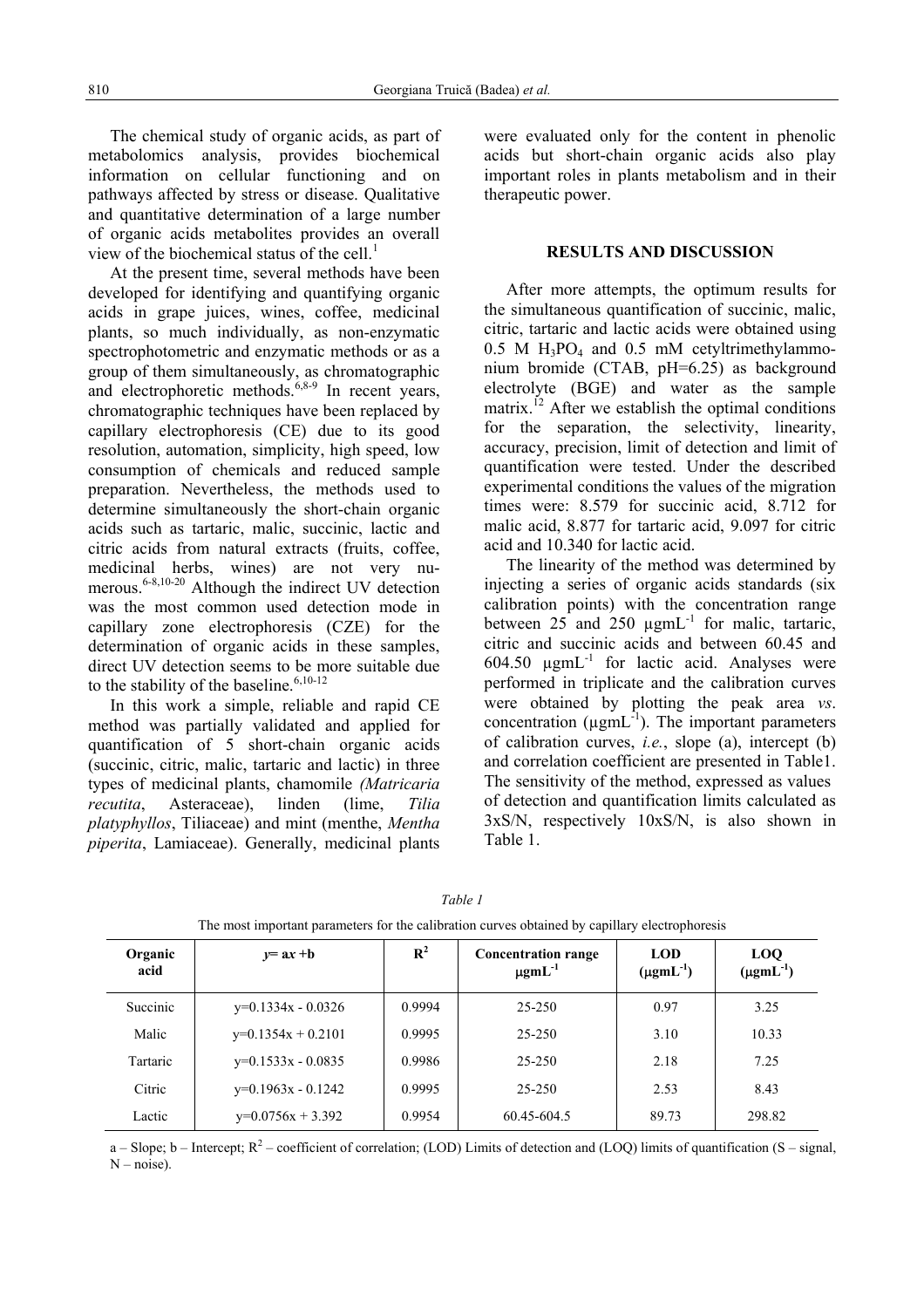The chemical study of organic acids, as part of metabolomics analysis, provides biochemical information on cellular functioning and on pathways affected by stress or disease. Qualitative and quantitative determination of a large number of organic acids metabolites provides an overall view of the biochemical status of the cell.[1]

At the present time, several methods have been developed for identifying and quantifying organic acids in grape juices, wines, coffee, medicinal plants, so much individually, as non-enzymatic spectrophotometric and enzymatic methods or as a group of them simultaneously, as chromatographic and electrophoretic methods.[6,8-9] In recent years, chromatographic techniques have been replaced by capillary electrophoresis (CE) due to its good resolution, automation, simplicity, high speed, low consumption of chemicals and reduced sample preparation. Nevertheless, the methods used to determine simultaneously the short-chain organic acids such as tartaric, malic, succinic, lactic and citric acids from natural extracts (fruits, coffee, medicinal herbs, wines) are not very numerous.[6-8,10-20] Although the indirect UV detection was the most common used detection mode in capillary zone electrophoresis (CZE) for the determination of organic acids in these samples, direct UV detection seems to be more suitable due to the stability of the baseline.[6,10-12]

In this work a simple, reliable and rapid CE method was partially validated and applied for quantification of 5 short-chain organic acids (succinic, citric, malic, tartaric and lactic) in three types of medicinal plants, chamomile *(Matricaria recutita*, Asteraceae), linden (lime, *Tilia platyphyllos*, Tiliaceae) and mint (menthe, *Mentha piperita*, Lamiaceae). Generally, medicinal plants were evaluated only for the content in phenolic acids but short-chain organic acids also play important roles in plants metabolism and in their therapeutic power.

## RESULTS AND DISCUSSION

After more attempts, the optimum results for the simultaneous quantification of succinic, malic, citric, tartaric and lactic acids were obtained using 0.5 M $H_3PO_4$ and 0.5 mM cetyltrimethylammonium bromide (CTAB, pH=6.25) as background electrolyte (BGE) and water as the sample matrix.[12] After we establish the optimal conditions for the separation, the selectivity, linearity, accuracy, precision, limit of detection and limit of quantification were tested. Under the described experimental conditions the values of the migration times were: 8.579 for succinic acid, 8.712 for malic acid, 8.877 for tartaric acid, 9.097 for citric acid and 10.340 for lactic acid.

The linearity of the method was determined by injecting a series of organic acids standards (six calibration points) with the concentration range between 25 and 250 $\mu gmL^{-1}$ for malic, tartaric, citric and succinic acids and between 60.45 and 604.50 $\mu gmL^{-1}$ for lactic acid. Analyses were performed in triplicate and the calibration curves were obtained by plotting the peak area *vs*. concentration ($\mu gmL^{-1}$). The important parameters of calibration curves, *i.e.*, slope (a), intercept (b) and correlation coefficient are presented in Table1. The sensitivity of the method, expressed as values of detection and quantification limits calculated as 3xS/N, respectively 10xS/N, is also shown in Table 1.

*Table 1*

The most important parameters for the calibration curves obtained by capillary electrophoresis

| Organic acid | $y= ax +b$ | $R^2$ | Concentration range $\mu gmL^{-1}$ | LOD ($\mu gmL^{-1}$) | LOQ ($\mu gmL^{-1}$) |
|---|---|---|---|---|---|
| Succinic | y=0.1334x - 0.0326 | 0.9994 | 25-250 | 0.97 | 3.25 |
| Malic | y=0.1354x + 0.2101 | 0.9995 | 25-250 | 3.10 | 10.33 |
| Tartaric | y=0.1533x - 0.0835 | 0.9986 | 25-250 | 2.18 | 7.25 |
| Citric | y=0.1963x - 0.1242 | 0.9995 | 25-250 | 2.53 | 8.43 |
| Lactic | y=0.0756x + 3.392 | 0.9954 | 60.45-604.5 | 89.73 | 298.82 |

a – Slope; b – Intercept; $R^2$ – coefficient of correlation; (LOD) Limits of detection and (LOQ) limits of quantification (S – signal, N – noise).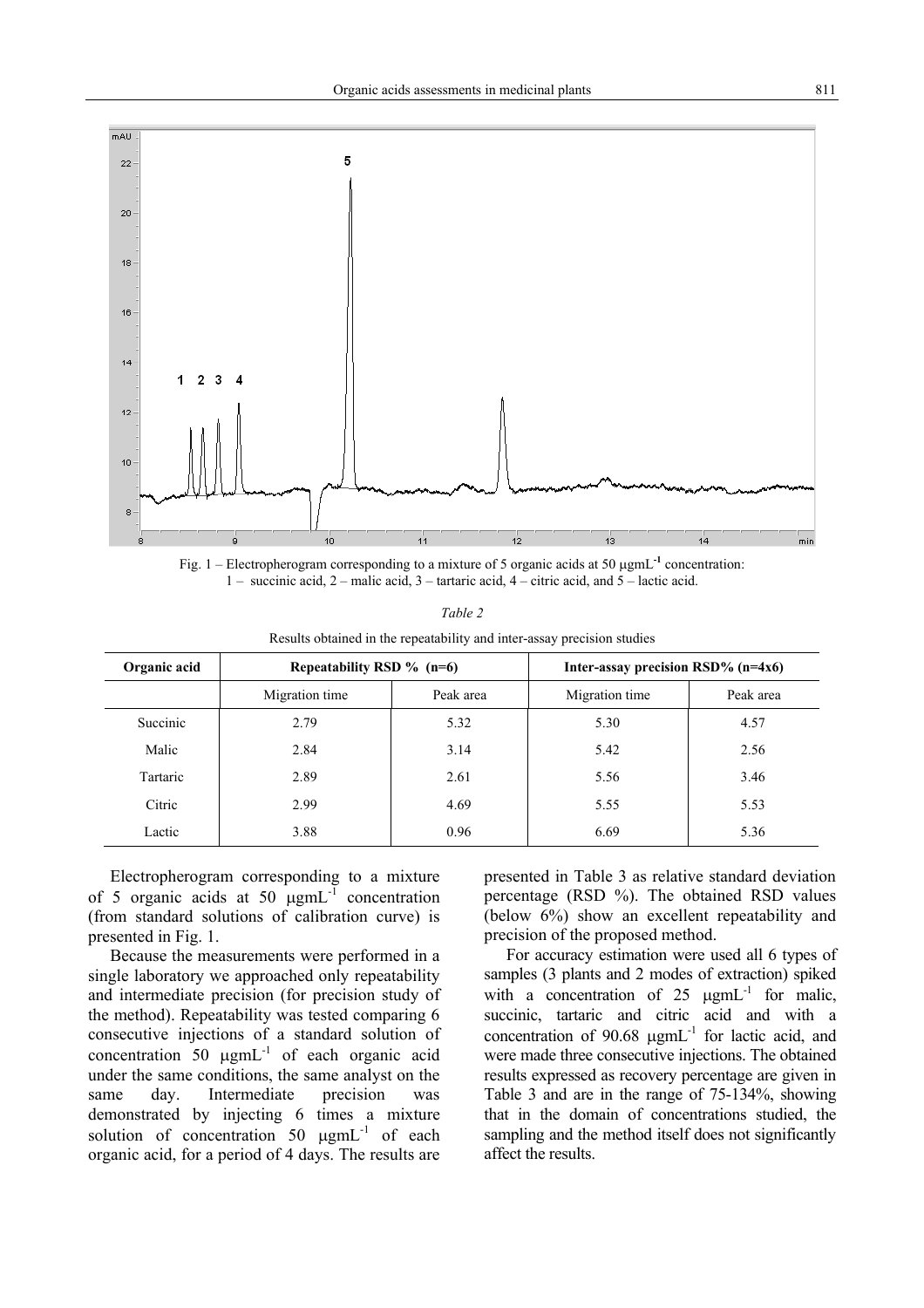Fig. 1 – Electropherogram corresponding to a mixture of 5 organic acids at 50 μgmL$^{-1}$ concentration: 1 – succinic acid, 2 – malic acid, 3 – tartaric acid, 4 – citric acid, and 5 – lactic acid.

*Table 2*

Results obtained in the repeatability and inter-assay precision studies

| Organic acid | Repeatability RSD % (n=6) | | Inter-assay precision RSD% (n=4x6) | |
|---|---|---|---|---|
| | Migration time | Peak area | Migration time | Peak area |
| Succinic | 2.79 | 5.32 | 5.30 | 4.57 |
| Malic | 2.84 | 3.14 | 5.42 | 2.56 |
| Tartaric | 2.89 | 2.61 | 5.56 | 3.46 |
| Citric | 2.99 | 4.69 | 5.55 | 5.53 |
| Lactic | 3.88 | 0.96 | 6.69 | 5.36 |

Electropherogram corresponding to a mixture of 5 organic acids at 50 μgmL$^{-1}$ concentration (from standard solutions of calibration curve) is presented in Fig. 1.

Because the measurements were performed in a single laboratory we approached only repeatability and intermediate precision (for precision study of the method). Repeatability was tested comparing 6 consecutive injections of a standard solution of concentration 50 μgmL$^{-1}$ of each organic acid under the same conditions, the same analyst on the same day. Intermediate precision was demonstrated by injecting 6 times a mixture solution of concentration 50 μgmL$^{-1}$ of each organic acid, for a period of 4 days. The results are presented in Table 3 as relative standard deviation percentage (RSD %). The obtained RSD values (below 6%) show an excellent repeatability and precision of the proposed method.

For accuracy estimation were used all 6 types of samples (3 plants and 2 modes of extraction) spiked with a concentration of 25 μgmL$^{-1}$ for malic, succinic, tartaric and citric acid and with a concentration of 90.68 μgmL$^{-1}$ for lactic acid, and were made three consecutive injections. The obtained results expressed as recovery percentage are given in Table 3 and are in the range of 75-134%, showing that in the domain of concentrations studied, the sampling and the method itself does not significantly affect the results.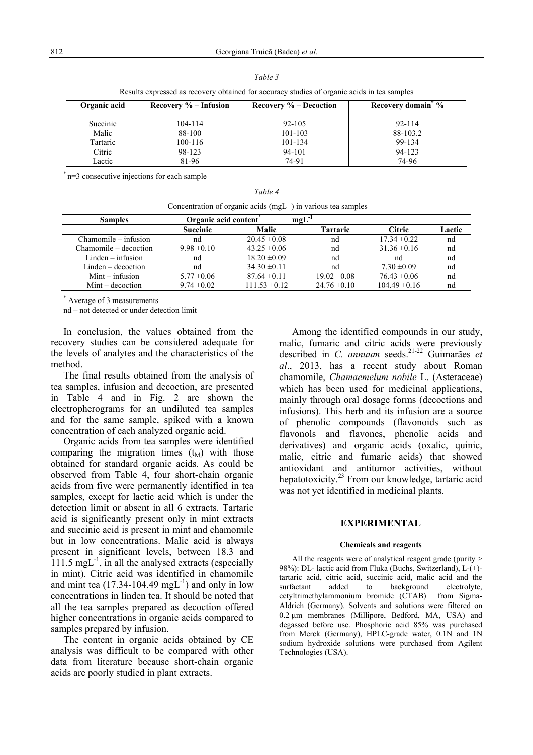*Table 3*

Results expressed as recovery obtained for accuracy studies of organic acids in tea samples

| Organic acid | Recovery % – Infusion | Recovery % – Decoction | Recovery domain* % |
|---|---|---|---|
| Succinic | 104-114 | 92-105 | 92-114 |
| Malic | 88-100 | 101-103 | 88-103.2 |
| Tartaric | 100-116 | 101-134 | 99-134 |
| Citric | 98-123 | 94-101 | 94-123 |
| Lactic | 81-96 | 74-91 | 74-96 |

* n=3 consecutive injections for each sample

*Table 4*

Concentration of organic acids ($mgL^{-1}$) in various tea samples

| Samples | Organic acid content* $mgL^{-1}$ | | | | |
|---|---|---|---|---|---|
| | Succinic | Malic | Tartaric | Citric | Lactic |
| Chamomile – infusion | nd | 20.45 ±0.08 | nd | 17.34 ±0.22 | nd |
| Chamomile – decoction | 9.98 ±0.10 | 43.25 ±0.06 | nd | 31.36 ±0.16 | nd |
| Linden – infusion | nd | 18.20 ±0.09 | nd | nd | nd |
| Linden – decoction | nd | 34.30 ±0.11 | nd | 7.30 ±0.09 | nd |
| Mint – infusion | 5.77 ±0.06 | 87.64 ±0.11 | 19.02 ±0.08 | 76.43 ±0.06 | nd |
| Mint – decoction | 9.74 ±0.02 | 111.53 ±0.12 | 24.76 ±0.10 | 104.49 ±0.16 | nd |

* Average of 3 measurements

nd – not detected or under detection limit

In conclusion, the values obtained from the recovery studies can be considered adequate for the levels of analytes and the characteristics of the method.

The final results obtained from the analysis of tea samples, infusion and decoction, are presented in Table 4 and in Fig. 2 are shown the electropherograms for an undiluted tea samples and for the same sample, spiked with a known concentration of each analyzed organic acid.

Organic acids from tea samples were identified comparing the migration times ($t_M$) with those obtained for standard organic acids. As could be observed from Table 4, four short-chain organic acids from five were permanently identified in tea samples, except for lactic acid which is under the detection limit or absent in all 6 extracts. Tartaric acid is significantly present only in mint extracts and succinic acid is present in mint and chamomile but in low concentrations. Malic acid is always present in significant levels, between 18.3 and 111.5 $mgL^{-1}$, in all the analysed extracts (especially in mint). Citric acid was identified in chamomile and mint tea (17.34-104.49 $mgL^{-1}$) and only in low concentrations in linden tea. It should be noted that all the tea samples prepared as decoction offered higher concentrations in organic acids compared to samples prepared by infusion.

The content in organic acids obtained by CE analysis was difficult to be compared with other data from literature because short-chain organic acids are poorly studied in plant extracts.

Among the identified compounds in our study, malic, fumaric and citric acids were previously described in *C. annuum* seeds.[21-22] Guimarães *et al*., 2013, has a recent study about Roman chamomile, *Chamaemelum nobile* L. (Asteraceae) which has been used for medicinal applications, mainly through oral dosage forms (decoctions and infusions). This herb and its infusion are a source of phenolic compounds (flavonoids such as flavonols and flavones, phenolic acids and derivatives) and organic acids (oxalic, quinic, malic, citric and fumaric acids) that showed antioxidant and antitumor activities, without hepatotoxicity.[23] From our knowledge, tartaric acid was not yet identified in medicinal plants.

## EXPERIMENTAL

### Chemicals and reagents

All the reagents were of analytical reagent grade (purity > 98%): DL- lactic acid from Fluka (Buchs, Switzerland), L-(+)-tartaric acid, citric acid, succinic acid, malic acid and the surfactant added to background electrolyte, cetyltrimethylammonium bromide (CTAB) from Sigma-Aldrich (Germany). Solvents and solutions were filtered on 0.2 µm membranes (Millipore, Bedford, MA, USA) and degassed before use. Phosphoric acid 85% was purchased from Merck (Germany), HPLC-grade water, 0.1N and 1N sodium hydroxide solutions were purchased from Agilent Technologies (USA).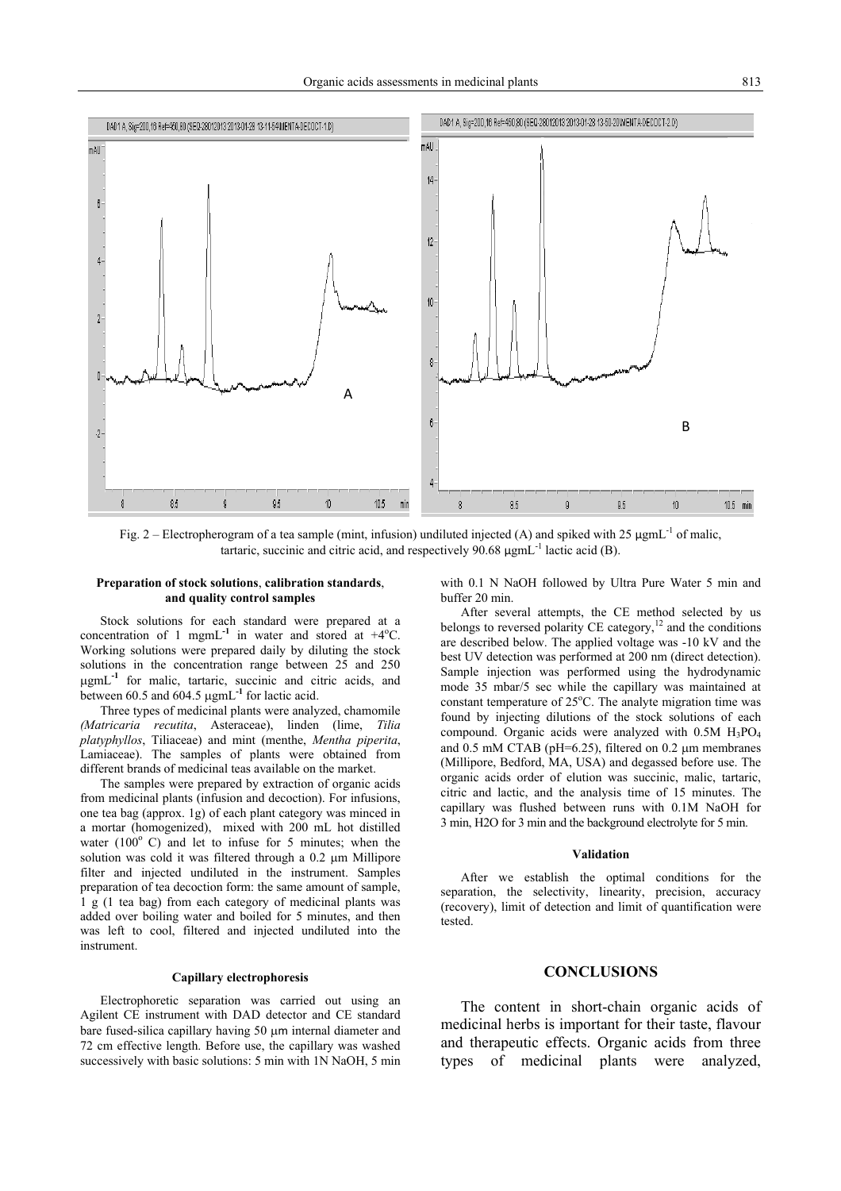Fig. 2 – Electropherogram of a tea sample (mint, infusion) undiluted injected (A) and spiked with 25 μgmL$^{-1}$ of malic, tartaric, succinic and citric acid, and respectively 90.68 μgmL$^{-1}$ lactic acid (B).

#### Preparation of stock solutions, calibration standards, and quality control samples

Stock solutions for each standard were prepared at a concentration of 1 mgmL$^{-1}$ in water and stored at +4°C. Working solutions were prepared daily by diluting the stock solutions in the concentration range between 25 and 250 μgmL$^{-1}$ for malic, tartaric, succinic and citric acids, and between 60.5 and 604.5 μgmL$^{-1}$ for lactic acid.

Three types of medicinal plants were analyzed, chamomile *(Matricaria recutita*, Asteraceae), linden (lime, *Tilia platyphyllos*, Tiliaceae) and mint (menthe, *Mentha piperita*, Lamiaceae). The samples of plants were obtained from different brands of medicinal teas available on the market.

The samples were prepared by extraction of organic acids from medicinal plants (infusion and decoction). For infusions, one tea bag (approx. 1g) of each plant category was minced in a mortar (homogenized), mixed with 200 mL hot distilled water (100° C) and let to infuse for 5 minutes; when the solution was cold it was filtered through a 0.2 μm Millipore filter and injected undiluted in the instrument. Samples preparation of tea decoction form: the same amount of sample, 1 g (1 tea bag) from each category of medicinal plants was added over boiling water and boiled for 5 minutes, and then was left to cool, filtered and injected undiluted into the instrument.

#### Capillary electrophoresis

Electrophoretic separation was carried out using an Agilent CE instrument with DAD detector and CE standard bare fused-silica capillary having 50 μm internal diameter and 72 cm effective length. Before use, the capillary was washed successively with basic solutions: 5 min with 1N NaOH, 5 min with 0.1 N NaOH followed by Ultra Pure Water 5 min and buffer 20 min.

After several attempts, the CE method selected by us belongs to reversed polarity CE category,[12] and the conditions are described below. The applied voltage was -10 kV and the best UV detection was performed at 200 nm (direct detection). Sample injection was performed using the hydrodynamic mode 35 mbar/5 sec while the capillary was maintained at constant temperature of 25°C. The analyte migration time was found by injecting dilutions of the stock solutions of each compound. Organic acids were analyzed with 0.5M $H_3PO_4$ and 0.5 mM CTAB (pH=6.25), filtered on 0.2 μm membranes (Millipore, Bedford, MA, USA) and degassed before use. The organic acids order of elution was succinic, malic, tartaric, citric and lactic, and the analysis time of 15 minutes. The capillary was flushed between runs with 0.1M NaOH for 3 min, H2O for 3 min and the background electrolyte for 5 min.

#### Validation

After we establish the optimal conditions for the separation, the selectivity, linearity, precision, accuracy (recovery), limit of detection and limit of quantification were tested.

## CONCLUSIONS

The content in short-chain organic acids of medicinal herbs is important for their taste, flavour and therapeutic effects. Organic acids from three types of medicinal plants were analyzed,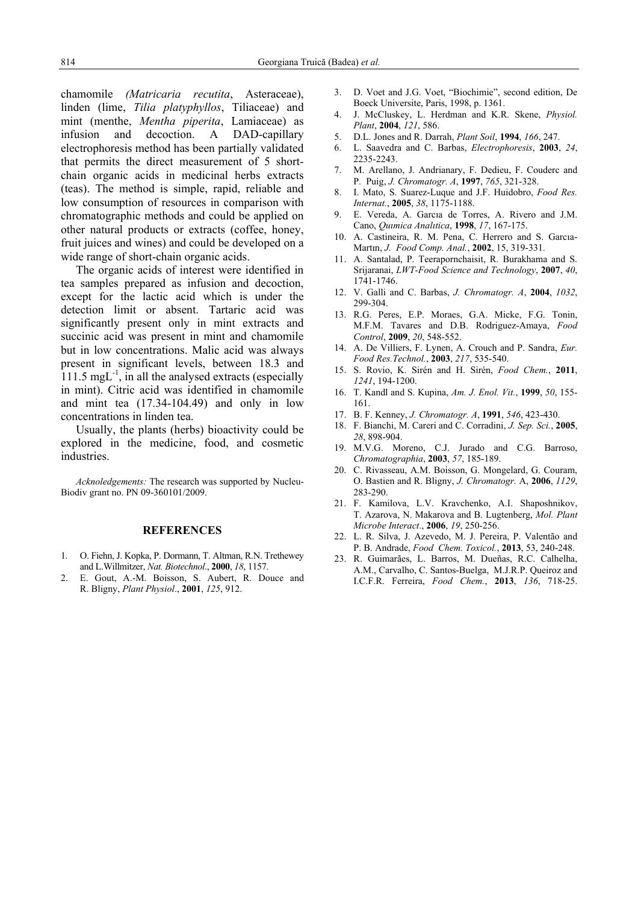chamomile *(Matricaria recutita*, Asteraceae), linden (lime, *Tilia platyphyllos*, Tiliaceae) and mint (menthe, *Mentha piperita*, Lamiaceae) as infusion and decoction. A DAD-capillary electrophoresis method has been partially validated that permits the direct measurement of 5 short-chain organic acids in medicinal herbs extracts (teas). The method is simple, rapid, reliable and low consumption of resources in comparison with chromatographic methods and could be applied on other natural products or extracts (coffee, honey, fruit juices and wines) and could be developed on a wide range of short-chain organic acids.

The organic acids of interest were identified in tea samples prepared as infusion and decoction, except for the lactic acid which is under the detection limit or absent. Tartaric acid was significantly present only in mint extracts and succinic acid was present in mint and chamomile but in low concentrations. Malic acid was always present in significant levels, between 18.3 and 111.5 $mgL^{-1}$, in all the analysed extracts (especially in mint). Citric acid was identified in chamomile and mint tea (17.34-104.49) and only in low concentrations in linden tea.

Usually, the plants (herbs) bioactivity could be explored in the medicine, food, and cosmetic industries.

*Acknoledgements:* The research was supported by Nucleu-Biodiv grant no. PN 09-360101/2009.

## REFERENCES

1. O. Fiehn, J. Kopka, P. Dormann, T. Altman, R.N. Trethewey and L.Willmitzer, *Nat. Biotechnol*., **2000**, *18*, 1157.
2. E. Gout, A.-M. Boisson, S. Aubert, R. Douce and R. Bligny, *Plant Physiol*., **2001**, *125*, 912.
3. D. Voet and J.G. Voet, "Biochimie", second edition, De Boeck Universite, Paris, 1998, p. 1361.
4. J. McCluskey, L. Herdman and K.R. Skene, *Physiol. Plant*, **2004**, *121*, 586.
5. D.L. Jones and R. Darrah, *Plant Soil*, **1994**, *166*, 247.
6. L. Saavedra and C. Barbas, *Electrophoresis*, **2003**, *24*, 2235-2243.
7. M. Arellano, J. Andrianary, F. Dedieu, F. Couderc and P. Puig, *J. Chromatogr. A*, **1997**, *765*, 321-328.
8. I. Mato, S. Suarez-Luque and J.F. Huidobro, *Food Res. Internat.*, **2005**, *38*, 1175-1188.
9. E. Vereda, A. Garcıa de Torres, A. Rivero and J.M. Cano, *Quımica Analıtica*, **1998**, *17*, 167-175.
10. A. Castineira, R. M. Pena, C. Herrero and S. Garcıa-Martın, *J. Food Comp. Anal.*, **2002**, 15, 319-331.
11. A. Santalad, P. Teeraporn­chaisit, R. Burakhama and S. Srijaranai, *LWT-Food Science and Technology*, **2007**, *40*, 1741-1746.
12. V. Galli and C. Barbas, *J. Chromatogr. A*, **2004**, *1032*, 299-304.
13. R.G. Peres, E.P. Moraes, G.A. Micke, F.G. Tonin, M.F.M. Tavares and D.B. Rodriguez-Amaya, *Food Control*, **2009**, *20*, 548-552.
14. A. De Villiers, F. Lynen, A. Crouch and P. Sandra, *Eur. Food Res.Technol.*, **2003**, *217*, 535-540.
15. S. Rovio, K. Sirén and H. Sirén, *Food Chem.*, **2011**, *1241*, 194-1200.
16. T. Kandl and S. Kupina, *Am. J. Enol. Vit.*, **1999**, *50*, 155-161.
17. B. F. Kenney, *J. Chromatogr. A*, **1991**, *546*, 423-430.
18. F. Bianchi, M. Careri and C. Corradini, *J. Sep. Sci.*, **2005**, *28*, 898-904.
19. M.V.G. Moreno, C.J. Jurado and C.G. Barroso, *Chromatographia*, **2003**, *57*, 185-189.
20. C. Rivasseau, A.M. Boisson, G. Mongelard, G. Couram, O. Bastien and R. Bligny, *J. Chromatogr.* A, **2006**, *1129*, 283-290.
21. F. Kamilova, L.V. Kravchenko, A.I. Shaposhnikov, T. Azarova, N. Makarova and B. Lugtenberg, *Mol. Plant Microbe Interact*., **2006**, *19*, 250-256.
22. L. R. Silva, J. Azevedo, M. J. Pereira, P. Valentão and P. B. Andrade, *Food Chem. Toxicol.*, **2013**, 53, 240-248.
23. R. Guimarães, L. Barros, M. Dueñas, R.C. Calhelha, A.M., Carvalho, C. Santos-Buelga, M.J.R.P. Queiroz and I.C.F.R. Ferreira, *Food Chem.*, **2013**, *136*, 718-25.